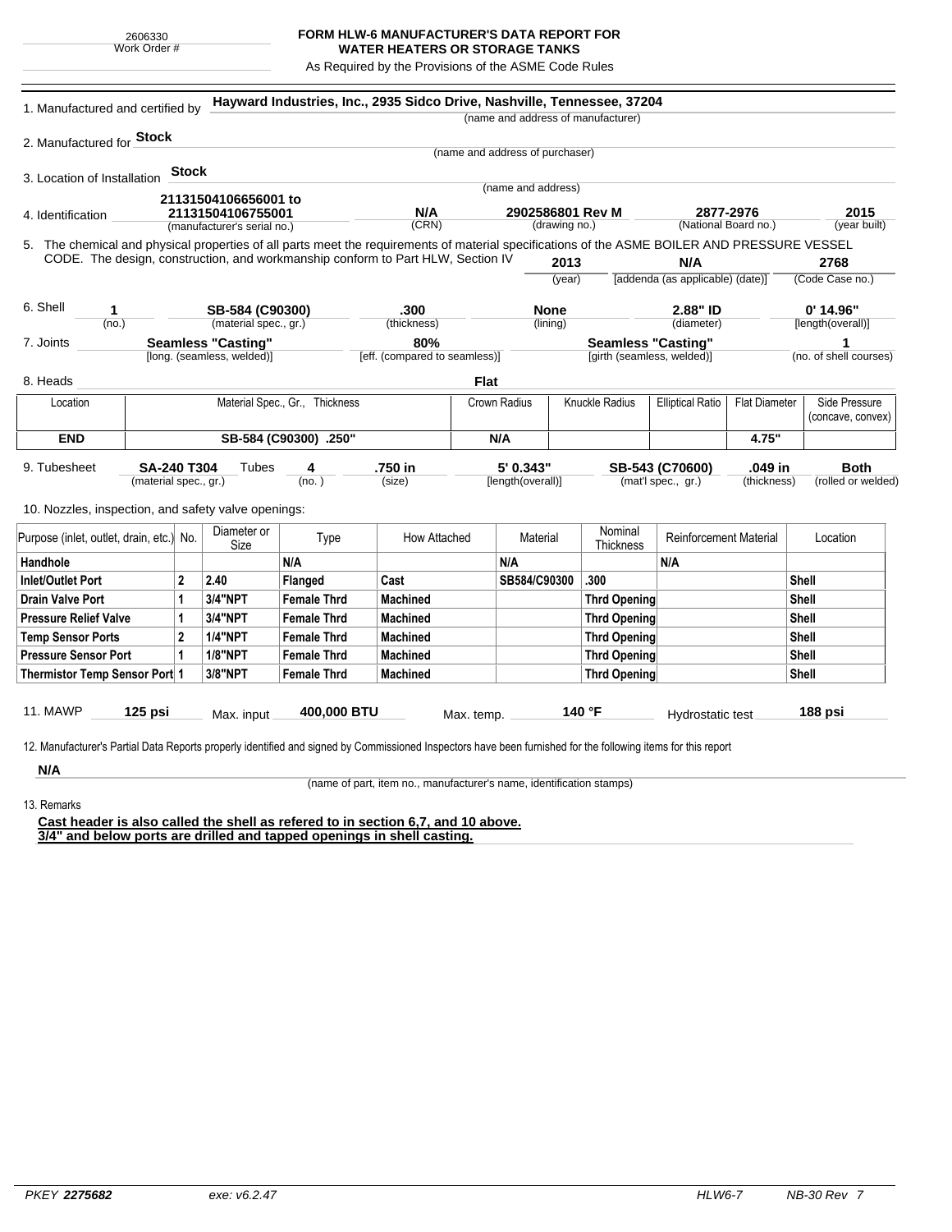2606330
Work Order #

# FORM HLW-6 MANUFACTURER'S DATA REPORT FOR WATER HEATERS OR STORAGE TANKS

As Required by the Provisions of the ASME Code Rules

1. Manufactured and certified by **Hayward Industries, Inc., 2935 Sidco Drive, Nashville, Tennessee, 37204**
(name and address of manufacturer)

2. Manufactured for **Stock**
(name and address of purchaser)

3. Location of Installation **Stock**
(name and address)

4. Identification **21131504106656001 to 21131504106755001** (manufacturer's serial no.) **N/A** (CRN) **2902586801 Rev M** (drawing no.) **2877-2976** (National Board no.) **2015** (year built)

5. The chemical and physical properties of all parts meet the requirements of material specifications of the ASME BOILER AND PRESSURE VESSEL CODE. The design, construction, and workmanship conform to Part HLW, Section IV **2013** (year) **N/A** [addenda (as applicable) (date)] **2768** (Code Case no.)

6. Shell **1** (no.) **SB-584 (C90300)** (material spec., gr.) **.300** (thickness) **None** (lining) **2.88" ID** (diameter) **0' 14.96"** [length(overall)]

7. Joints **Seamless "Casting"** [long. (seamless, welded)] **80%** [eff. (compared to seamless)] **Seamless "Casting"** [girth (seamless, welded)] **1** (no. of shell courses)

8. Heads **Flat**

| Location | Material Spec., Gr., Thickness | Crown Radius | Knuckle Radius | Elliptical Ratio | Flat Diameter | Side Pressure (concave, convex) |
|---|---|---|---|---|---|---|
| **END** | **SB-584 (C90300) .250"** | **N/A** | | | **4.75"** | |

9. Tubesheet **SA-240 T304** (material spec., gr.) Tubes **4** (no.) **.750 in** (size) **5' 0.343"** [length(overall)] **SB-543 (C70600)** (mat'l spec., gr.) **.049 in** (thickness) **Both** (rolled or welded)

10. Nozzles, inspection, and safety valve openings:

| Purpose (inlet, outlet, drain, etc.) | No. | Diameter or Size | Type | How Attached | Material | Nominal Thickness | Reinforcement Material | Location |
|---|---|---|---|---|---|---|---|---|
| **Handhole** | | | **N/A** | | **N/A** | | **N/A** | |
| **Inlet/Outlet Port** | **2** | **2.40** | **Flanged** | **Cast** | **SB584/C90300** | **.300** | | **Shell** |
| **Drain Valve Port** | **1** | **3/4"NPT** | **Female Thrd** | **Machined** | | **Thrd Opening** | | **Shell** |
| **Pressure Relief Valve** | **1** | **3/4"NPT** | **Female Thrd** | **Machined** | | **Thrd Opening** | | **Shell** |
| **Temp Sensor Ports** | **2** | **1/4"NPT** | **Female Thrd** | **Machined** | | **Thrd Opening** | | **Shell** |
| **Pressure Sensor Port** | **1** | **1/8"NPT** | **Female Thrd** | **Machined** | | **Thrd Opening** | | **Shell** |
| **Thermistor Temp Sensor Port** | **1** | **3/8"NPT** | **Female Thrd** | **Machined** | | **Thrd Opening** | | **Shell** |

11. MAWP **125 psi** Max. input **400,000 BTU** Max. temp. **140 °F** Hydrostatic test **188 psi**

12. Manufacturer's Partial Data Reports properly identified and signed by Commissioned Inspectors have been furnished for the following items for this report

**N/A**
(name of part, item no., manufacturer's name, identification stamps)

13. Remarks

**Cast header is also called the shell as refered to in section 6,7, and 10 above.**
**3/4" and below ports are drilled and tapped openings in shell casting.**

*PKEY* ***2275682*** *exe: v6.2.47* *HLW6-7* *NB-30 Rev 7*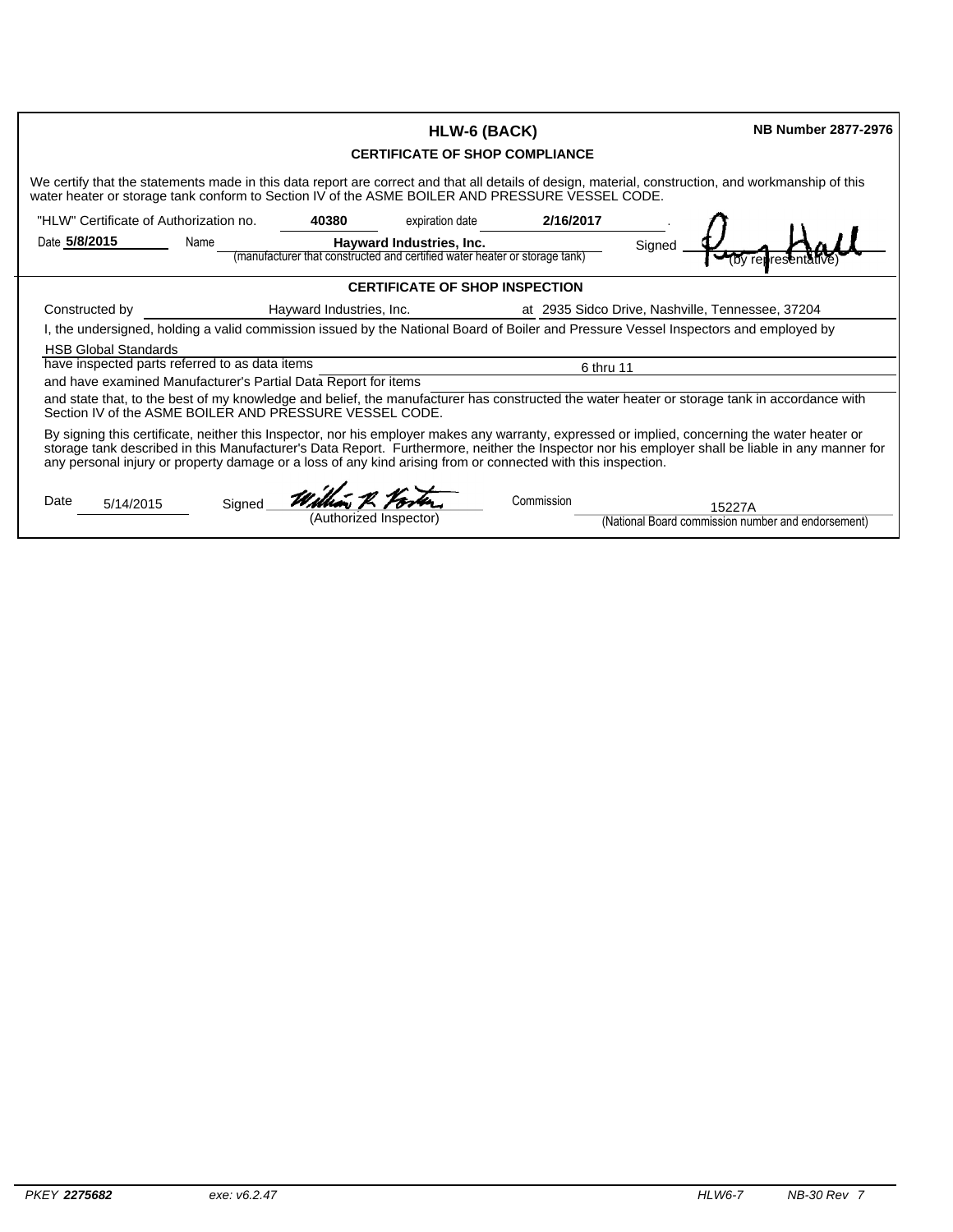## HLW-6 (BACK)

**NB Number 2877-2976**

### CERTIFICATE OF SHOP COMPLIANCE

We certify that the statements made in this data report are correct and that all details of design, material, construction, and workmanship of this water heater or storage tank conform to Section IV of the ASME BOILER AND PRESSURE VESSEL CODE.

"HLW" Certificate of Authorization no. **40380** expiration date **2/16/2017**.

Date **5/8/2015** Name **Hayward Industries, Inc.** (manufacturer that constructed and certified water heater or storage tank) Signed (by representative)

### CERTIFICATE OF SHOP INSPECTION

Constructed by Hayward Industries, Inc. at 2935 Sidco Drive, Nashville, Tennessee, 37204

I, the undersigned, holding a valid commission issued by the National Board of Boiler and Pressure Vessel Inspectors and employed by HSB Global Standards

have inspected parts referred to as data items 6 thru 11

and have examined Manufacturer's Partial Data Report for items

and state that, to the best of my knowledge and belief, the manufacturer has constructed the water heater or storage tank in accordance with Section IV of the ASME BOILER AND PRESSURE VESSEL CODE.

By signing this certificate, neither this Inspector, nor his employer makes any warranty, expressed or implied, concerning the water heater or storage tank described in this Manufacturer's Data Report. Furthermore, neither the Inspector nor his employer shall be liable in any manner for any personal injury or property damage or a loss of any kind arising from or connected with this inspection.

Date 5/14/2015 Signed (Authorized Inspector) Commission 15227A (National Board commission number and endorsement)

*PKEY* ***2275682*** *exe: v6.2.47* *HLW6-7* *NB-30 Rev 7*